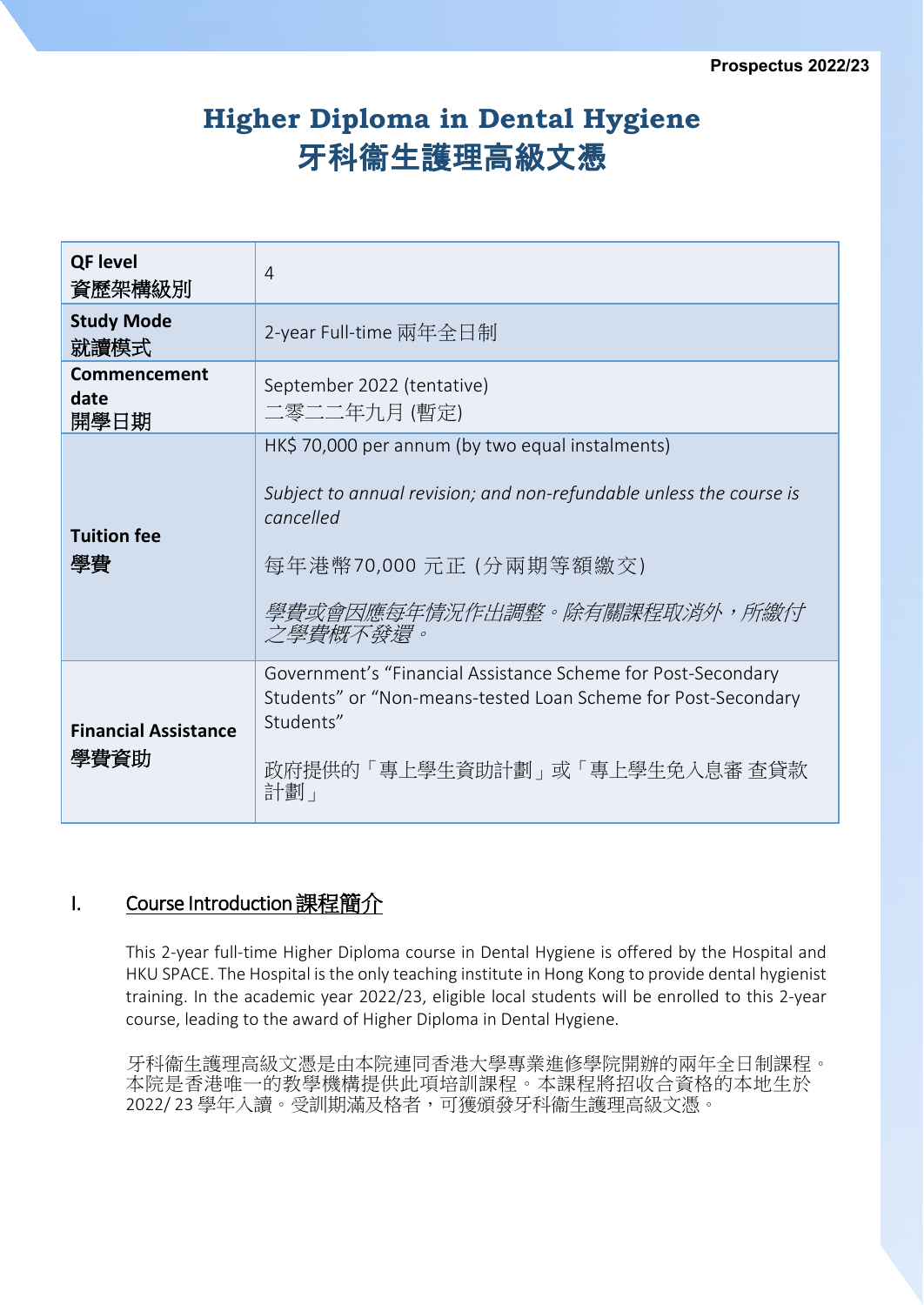# Higher Diploma in Dental Hygiene
# 牙科衞生護理高級文憑

| | |
|---|---|
| **QF level**<br>**資歷架構級別** | 4 |
| **Study Mode**<br>**就讀模式** | 2-year Full-time 兩年全日制 |
| **Commencement date**<br>**開學日期** | September 2022 (tentative)<br>二零二二年九月 (暫定) |
| **Tuition fee**<br>**學費** | HK$ 70,000 per annum (by two equal instalments)<br><br>*Subject to annual revision; and non-refundable unless the course is cancelled*<br><br>每年港幣70,000 元正 (分兩期等額繳交)<br><br>*學費或會因應每年情況作出調整。除有關課程取消外，所繳付之學費概不發還。* |
| **Financial Assistance**<br>**學費資助** | Government's "Financial Assistance Scheme for Post-Secondary Students" or "Non-means-tested Loan Scheme for Post-Secondary Students"<br><br>政府提供的「專上學生資助計劃」或「專上學生免入息審 查貸款計劃」 |

## I. Course Introduction 課程簡介

This 2-year full-time Higher Diploma course in Dental Hygiene is offered by the Hospital and HKU SPACE. The Hospital is the only teaching institute in Hong Kong to provide dental hygienist training. In the academic year 2022/23, eligible local students will be enrolled to this 2-year course, leading to the award of Higher Diploma in Dental Hygiene.

牙科衞生護理高級文憑是由本院連同香港大學專業進修學院開辦的兩年全日制課程。本院是香港唯一的教學機構提供此項培訓課程。本課程將招收合資格的本地生於2022/ 23 學年入讀。受訓期滿及格者，可獲頒發牙科衞生護理高級文憑。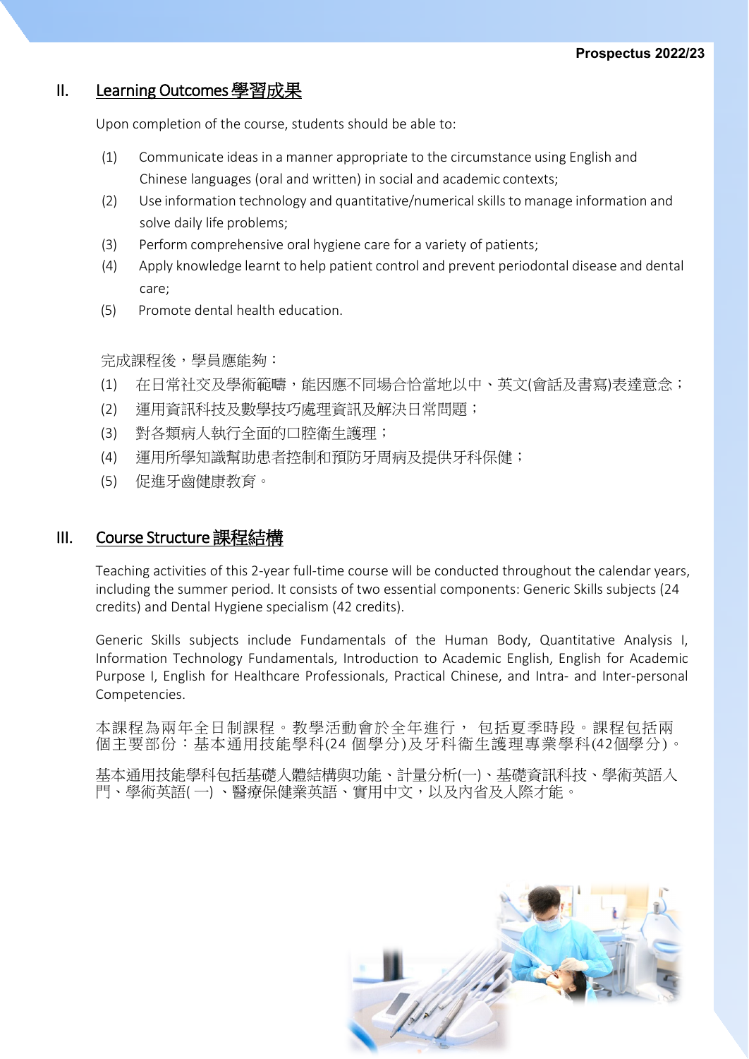## II. Learning Outcomes 學習成果

Upon completion of the course, students should be able to:

(1) Communicate ideas in a manner appropriate to the circumstance using English and Chinese languages (oral and written) in social and academic contexts;

(2) Use information technology and quantitative/numerical skills to manage information and solve daily life problems;

(3) Perform comprehensive oral hygiene care for a variety of patients;

(4) Apply knowledge learnt to help patient control and prevent periodontal disease and dental care;

(5) Promote dental health education.

完成課程後，學員應能夠：

(1) 在日常社交及學術範疇，能因應不同場合恰當地以中、英文(會話及書寫)表達意念；

(2) 運用資訊科技及數學技巧處理資訊及解決日常問題；

(3) 對各類病人執行全面的口腔衛生護理；

(4) 運用所學知識幫助患者控制和預防牙周病及提供牙科保健；

(5) 促進牙齒健康教育。

## III. Course Structure 課程結構

Teaching activities of this 2-year full-time course will be conducted throughout the calendar years, including the summer period. It consists of two essential components: Generic Skills subjects (24 credits) and Dental Hygiene specialism (42 credits).

Generic Skills subjects include Fundamentals of the Human Body, Quantitative Analysis I, Information Technology Fundamentals, Introduction to Academic English, English for Academic Purpose I, English for Healthcare Professionals, Practical Chinese, and Intra- and Inter-personal Competencies.

本課程為兩年全日制課程。教學活動會於全年進行， 包括夏季時段。課程包括兩個主要部份：基本通用技能學科(24 個學分)及牙科衛生護理專業學科(42個學分)。

基本通用技能學科包括基礎人體結構與功能、計量分析(一)、基礎資訊科技、學術英語入門、學術英語(一)、醫療保健業英語、實用中文，以及內省及人際才能。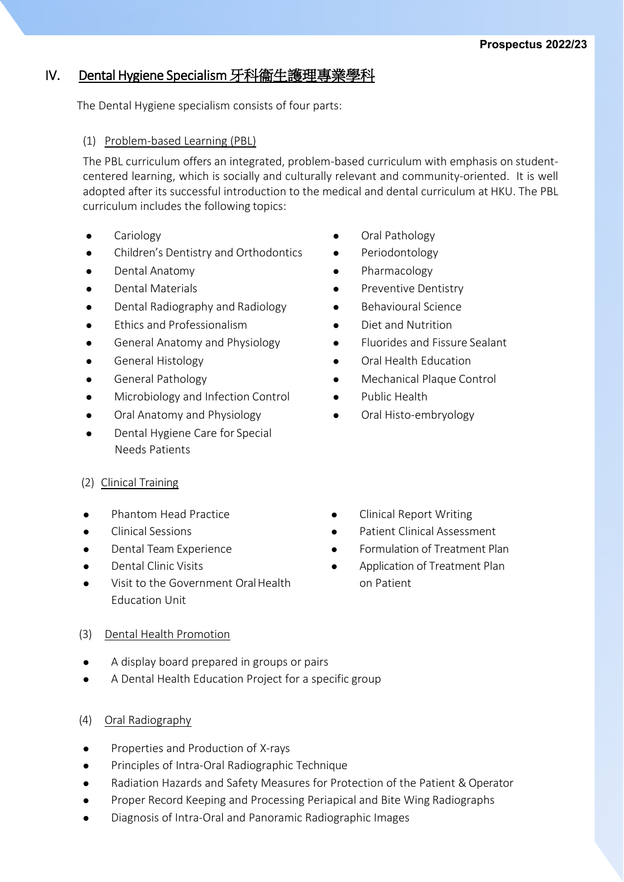## IV. Dental Hygiene Specialism 牙科衞生護理專業學科

The Dental Hygiene specialism consists of four parts:

### (1) Problem-based Learning (PBL)

The PBL curriculum offers an integrated, problem-based curriculum with emphasis on student-centered learning, which is socially and culturally relevant and community-oriented. It is well adopted after its successful introduction to the medical and dental curriculum at HKU. The PBL curriculum includes the following topics:

- Cariology
- Children's Dentistry and Orthodontics
- Dental Anatomy
- Dental Materials
- Dental Radiography and Radiology
- Ethics and Professionalism
- General Anatomy and Physiology
- General Histology
- General Pathology
- Microbiology and Infection Control
- Oral Anatomy and Physiology
- Dental Hygiene Care for Special Needs Patients
- Oral Pathology
- Periodontology
- Pharmacology
- Preventive Dentistry
- Behavioural Science
- Diet and Nutrition
- Fluorides and Fissure Sealant
- Oral Health Education
- Mechanical Plaque Control
- Public Health
- Oral Histo-embryology

### (2) Clinical Training

- Phantom Head Practice
- Clinical Sessions
- Dental Team Experience
- Dental Clinic Visits
- Visit to the Government Oral Health Education Unit
- Clinical Report Writing
- Patient Clinical Assessment
- Formulation of Treatment Plan
- Application of Treatment Plan on Patient

### (3) Dental Health Promotion

- A display board prepared in groups or pairs
- A Dental Health Education Project for a specific group

### (4) Oral Radiography

- Properties and Production of X-rays
- Principles of Intra-Oral Radiographic Technique
- Radiation Hazards and Safety Measures for Protection of the Patient & Operator
- Proper Record Keeping and Processing Periapical and Bite Wing Radiographs
- Diagnosis of Intra-Oral and Panoramic Radiographic Images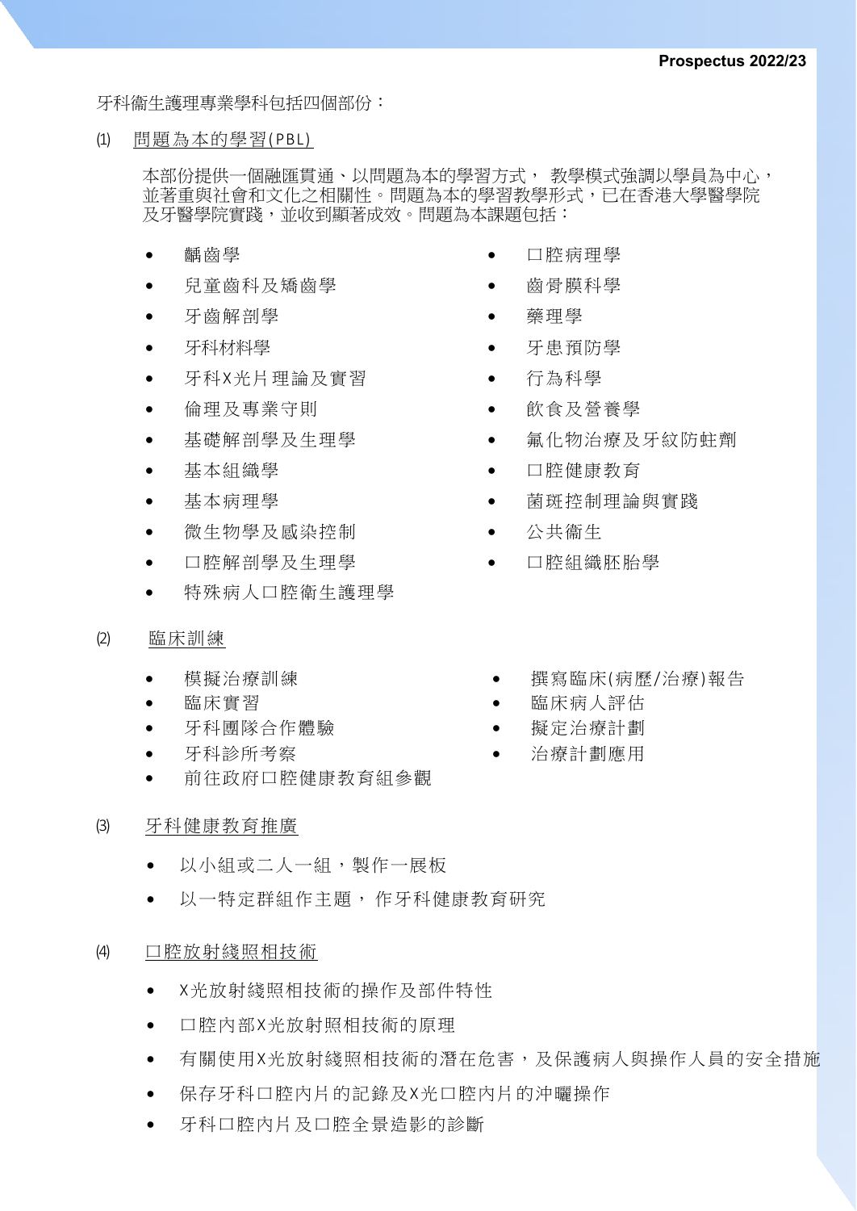牙科衞生護理專業學科包括四個部份：

(1) 問題為本的學習(PBL)

本部份提供一個融匯貫通、以問題為本的學習方式， 教學模式強調以學員為中心，並著重與社會和文化之相關性。問題為本的學習教學形式，已在香港大學醫學院及牙醫學院實踐，並收到顯著成效。問題為本課題包括：

- 齲齒學
- 兒童齒科及矯齒學
- 牙齒解剖學
- 牙科材料學
- 牙科X光片理論及實習
- 倫理及專業守則
- 基礎解剖學及生理學
- 基本組織學
- 基本病理學
- 微生物學及感染控制
- 口腔解剖學及生理學
- 特殊病人口腔衞生護理學
- 口腔病理學
- 齒骨膜科學
- 藥理學
- 牙患預防學
- 行為科學
- 飲食及營養學
- 氟化物治療及牙紋防蛀劑
- 口腔健康教育
- 菌斑控制理論與實踐
- 公共衞生
- 口腔組織胚胎學

(2) 臨床訓練

- 模擬治療訓練
- 臨床實習
- 牙科團隊合作體驗
- 牙科診所考察
- 前往政府口腔健康教育組參觀
- 撰寫臨床(病歷/治療)報告
- 臨床病人評估
- 擬定治療計劃
- 治療計劃應用

(3) 牙科健康教育推廣

- 以小組或二人一組，製作一展板
- 以一特定群組作主題， 作牙科健康教育研究

(4) 口腔放射綫照相技術

- X光放射綫照相技術的操作及部件特性
- 口腔內部X光放射照相技術的原理
- 有關使用X光放射綫照相技術的潛在危害，及保護病人與操作人員的安全措施
- 保存牙科口腔內片的記錄及X光口腔內片的沖曬操作
- 牙科口腔內片及口腔全景造影的診斷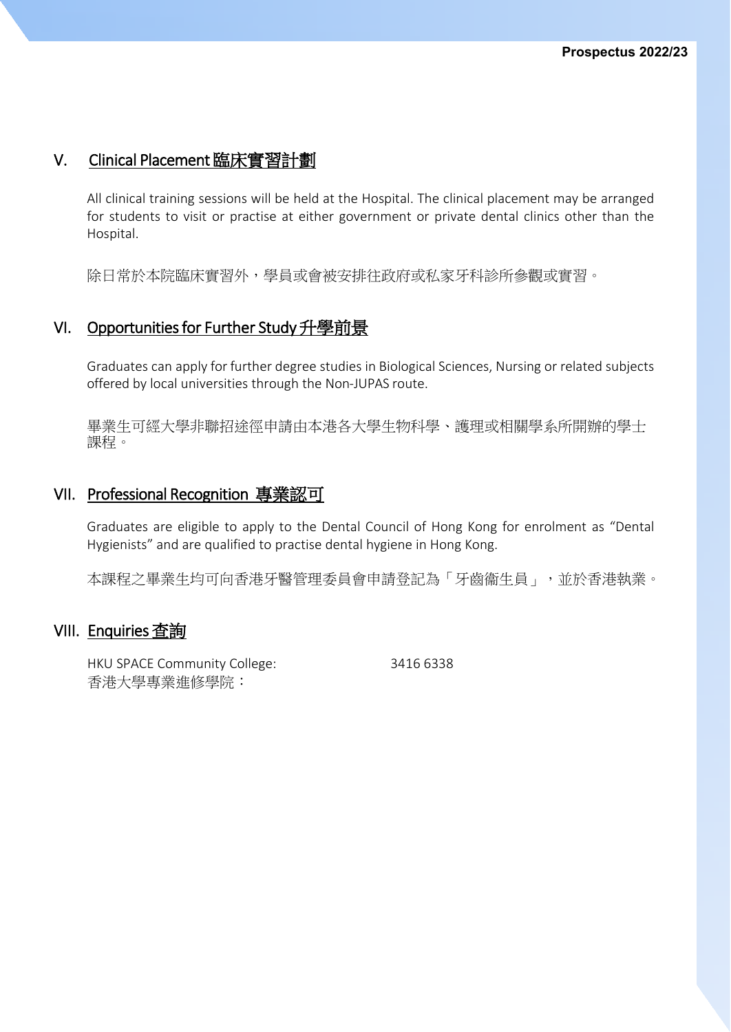## V. Clinical Placement 臨床實習計劃

All clinical training sessions will be held at the Hospital. The clinical placement may be arranged for students to visit or practise at either government or private dental clinics other than the Hospital.

除日常於本院臨床實習外，學員或會被安排往政府或私家牙科診所參觀或實習。

## VI. Opportunities for Further Study 升學前景

Graduates can apply for further degree studies in Biological Sciences, Nursing or related subjects offered by local universities through the Non-JUPAS route.

畢業生可經大學非聯招途徑申請由本港各大學生物科學、護理或相關學系所開辦的學士課程。

## VII. Professional Recognition 專業認可

Graduates are eligible to apply to the Dental Council of Hong Kong for enrolment as "Dental Hygienists" and are qualified to practise dental hygiene in Hong Kong.

本課程之畢業生均可向香港牙醫管理委員會申請登記為「牙齒衞生員」，並於香港執業。

## VIII. Enquiries 查詢

HKU SPACE Community College: 3416 6338
香港大學專業進修學院：